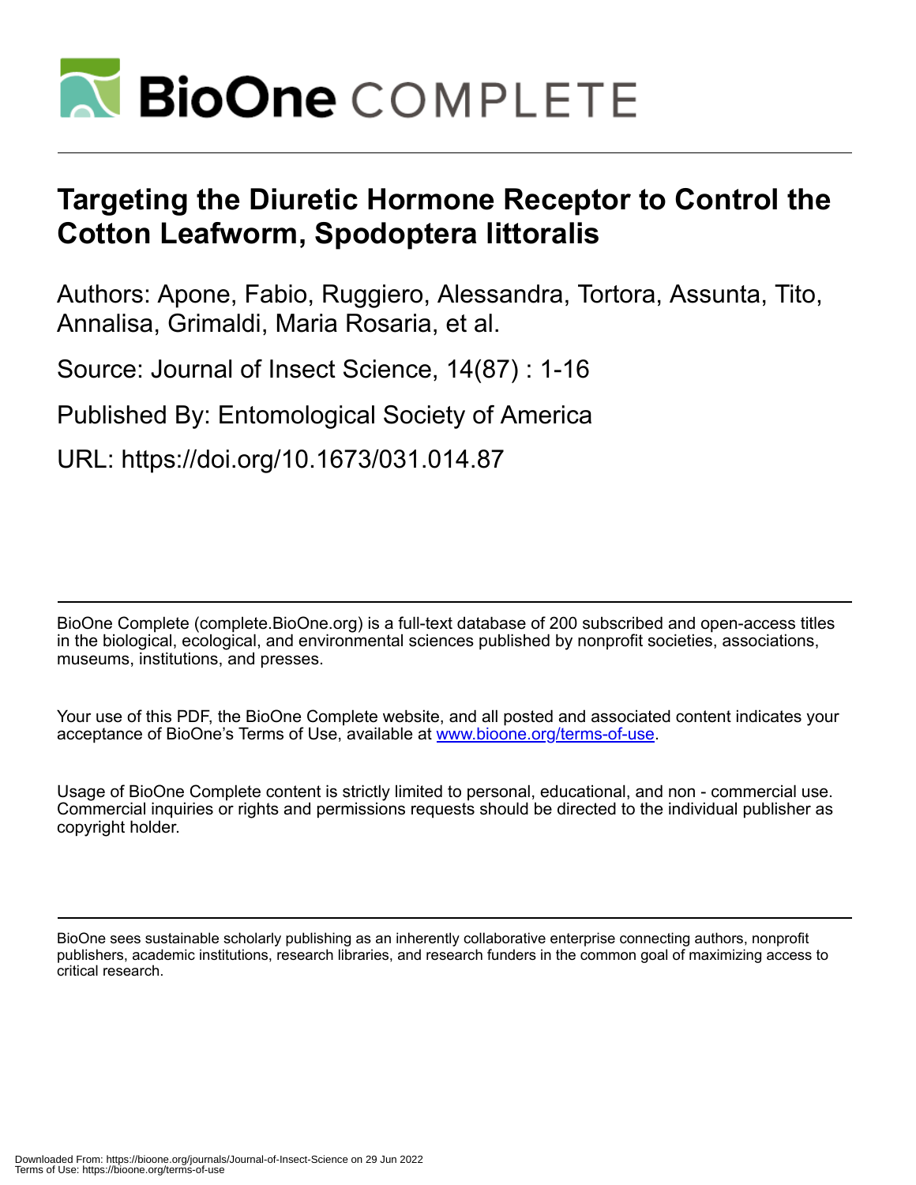# Targeting the Diuretic Hormone Receptor to Control the Cotton Leafworm, Spodoptera littoralis

Authors: Apone, Fabio, Ruggiero, Alessandra, Tortora, Assunta, Tito, Annalisa, Grimaldi, Maria Rosaria, et al.

Source: Journal of Insect Science, 14(87) : 1-16

Published By: Entomological Society of America

URL: https://doi.org/10.1673/031.014.87

BioOne Complete (complete.BioOne.org) is a full-text database of 200 subscribed and open-access titles in the biological, ecological, and environmental sciences published by nonprofit societies, associations, museums, institutions, and presses.

Your use of this PDF, the BioOne Complete website, and all posted and associated content indicates your acceptance of BioOne's Terms of Use, available at www.bioone.org/terms-of-use.

Usage of BioOne Complete content is strictly limited to personal, educational, and non - commercial use. Commercial inquiries or rights and permissions requests should be directed to the individual publisher as copyright holder.

BioOne sees sustainable scholarly publishing as an inherently collaborative enterprise connecting authors, nonprofit publishers, academic institutions, research libraries, and research funders in the common goal of maximizing access to critical research.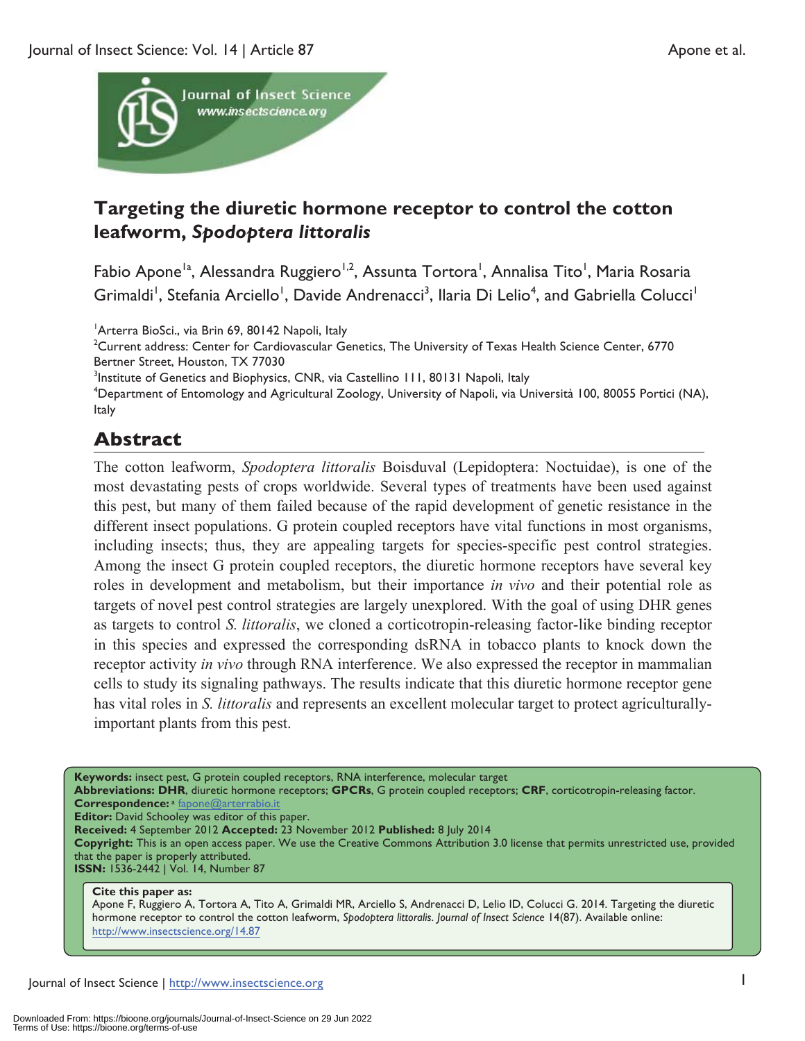# Targeting the diuretic hormone receptor to control the cotton leafworm, *Spodoptera littoralis*

Fabio Apone[1a], Alessandra Ruggiero[1,2], Assunta Tortora[1], Annalisa Tito[1], Maria Rosaria Grimaldi[1], Stefania Arciello[1], Davide Andrenacci[3], Ilaria Di Lelio[4], and Gabriella Colucci[1]

[1]Arterra BioSci., via Brin 69, 80142 Napoli, Italy
[2]Current address: Center for Cardiovascular Genetics, The University of Texas Health Science Center, 6770 Bertner Street, Houston, TX 77030
[3]Institute of Genetics and Biophysics, CNR, via Castellino 111, 80131 Napoli, Italy
[4]Department of Entomology and Agricultural Zoology, University of Napoli, via Università 100, 80055 Portici (NA), Italy

## Abstract

The cotton leafworm, *Spodoptera littoralis* Boisduval (Lepidoptera: Noctuidae), is one of the most devastating pests of crops worldwide. Several types of treatments have been used against this pest, but many of them failed because of the rapid development of genetic resistance in the different insect populations. G protein coupled receptors have vital functions in most organisms, including insects; thus, they are appealing targets for species-specific pest control strategies. Among the insect G protein coupled receptors, the diuretic hormone receptors have several key roles in development and metabolism, but their importance *in vivo* and their potential role as targets of novel pest control strategies are largely unexplored. With the goal of using DHR genes as targets to control *S. littoralis*, we cloned a corticotropin-releasing factor-like binding receptor in this species and expressed the corresponding dsRNA in tobacco plants to knock down the receptor activity *in vivo* through RNA interference. We also expressed the receptor in mammalian cells to study its signaling pathways. The results indicate that this diuretic hormone receptor gene has vital roles in *S. littoralis* and represents an excellent molecular target to protect agriculturally-important plants from this pest.

**Keywords:** insect pest, G protein coupled receptors, RNA interference, molecular target
**Abbreviations: DHR**, diuretic hormone receptors; **GPCRs**, G protein coupled receptors; **CRF**, corticotropin-releasing factor.
**Correspondence:** [a] fapone@arterrabio.it
**Editor:** David Schooley was editor of this paper.
**Received:** 4 September 2012 **Accepted:** 23 November 2012 **Published:** 8 July 2014
**Copyright:** This is an open access paper. We use the Creative Commons Attribution 3.0 license that permits unrestricted use, provided that the paper is properly attributed.
**ISSN:** 1536-2442 | Vol. 14, Number 87

**Cite this paper as:**
Apone F, Ruggiero A, Tortora A, Tito A, Grimaldi MR, Arciello S, Andrenacci D, Lelio ID, Colucci G. 2014. Targeting the diuretic hormone receptor to control the cotton leafworm, *Spodoptera littoralis*. *Journal of Insect Science* 14(87). Available online: http://www.insectscience.org/14.87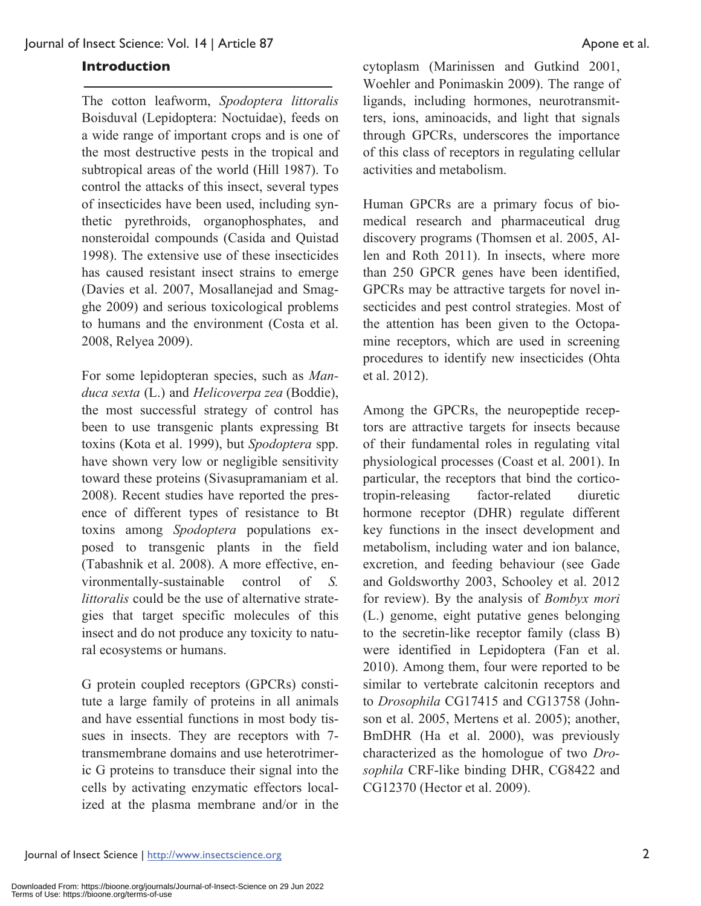## Introduction

The cotton leafworm, *Spodoptera littoralis* Boisduval (Lepidoptera: Noctuidae), feeds on a wide range of important crops and is one of the most destructive pests in the tropical and subtropical areas of the world (Hill 1987). To control the attacks of this insect, several types of insecticides have been used, including synthetic pyrethroids, organophosphates, and nonsteroidal compounds (Casida and Quistad 1998). The extensive use of these insecticides has caused resistant insect strains to emerge (Davies et al. 2007, Mosallanejad and Smagghe 2009) and serious toxicological problems to humans and the environment (Costa et al. 2008, Relyea 2009).

For some lepidopteran species, such as *Manduca sexta* (L.) and *Helicoverpa zea* (Boddie), the most successful strategy of control has been to use transgenic plants expressing Bt toxins (Kota et al. 1999), but *Spodoptera* spp. have shown very low or negligible sensitivity toward these proteins (Sivasupramaniam et al. 2008). Recent studies have reported the presence of different types of resistance to Bt toxins among *Spodoptera* populations exposed to transgenic plants in the field (Tabashnik et al. 2008). A more effective, environmentally-sustainable control of *S. littoralis* could be the use of alternative strategies that target specific molecules of this insect and do not produce any toxicity to natural ecosystems or humans.

G protein coupled receptors (GPCRs) constitute a large family of proteins in all animals and have essential functions in most body tissues in insects. They are receptors with 7-transmembrane domains and use heterotrimeric G proteins to transduce their signal into the cells by activating enzymatic effectors localized at the plasma membrane and/or in the cytoplasm (Marinissen and Gutkind 2001, Woehler and Ponimaskin 2009). The range of ligands, including hormones, neurotransmitters, ions, aminoacids, and light that signals through GPCRs, underscores the importance of this class of receptors in regulating cellular activities and metabolism.

Human GPCRs are a primary focus of biomedical research and pharmaceutical drug discovery programs (Thomsen et al. 2005, Allen and Roth 2011). In insects, where more than 250 GPCR genes have been identified, GPCRs may be attractive targets for novel insecticides and pest control strategies. Most of the attention has been given to the Octopamine receptors, which are used in screening procedures to identify new insecticides (Ohta et al. 2012).

Among the GPCRs, the neuropeptide receptors are attractive targets for insects because of their fundamental roles in regulating vital physiological processes (Coast et al. 2001). In particular, the receptors that bind the corticotropin-releasing factor-related diuretic hormone receptor (DHR) regulate different key functions in the insect development and metabolism, including water and ion balance, excretion, and feeding behaviour (see Gade and Goldsworthy 2003, Schooley et al. 2012 for review). By the analysis of *Bombyx mori* (L.) genome, eight putative genes belonging to the secretin-like receptor family (class B) were identified in Lepidoptera (Fan et al. 2010). Among them, four were reported to be similar to vertebrate calcitonin receptors and to *Drosophila* CG17415 and CG13758 (Johnson et al. 2005, Mertens et al. 2005); another, BmDHR (Ha et al. 2000), was previously characterized as the homologue of two *Drosophila* CRF-like binding DHR, CG8422 and CG12370 (Hector et al. 2009).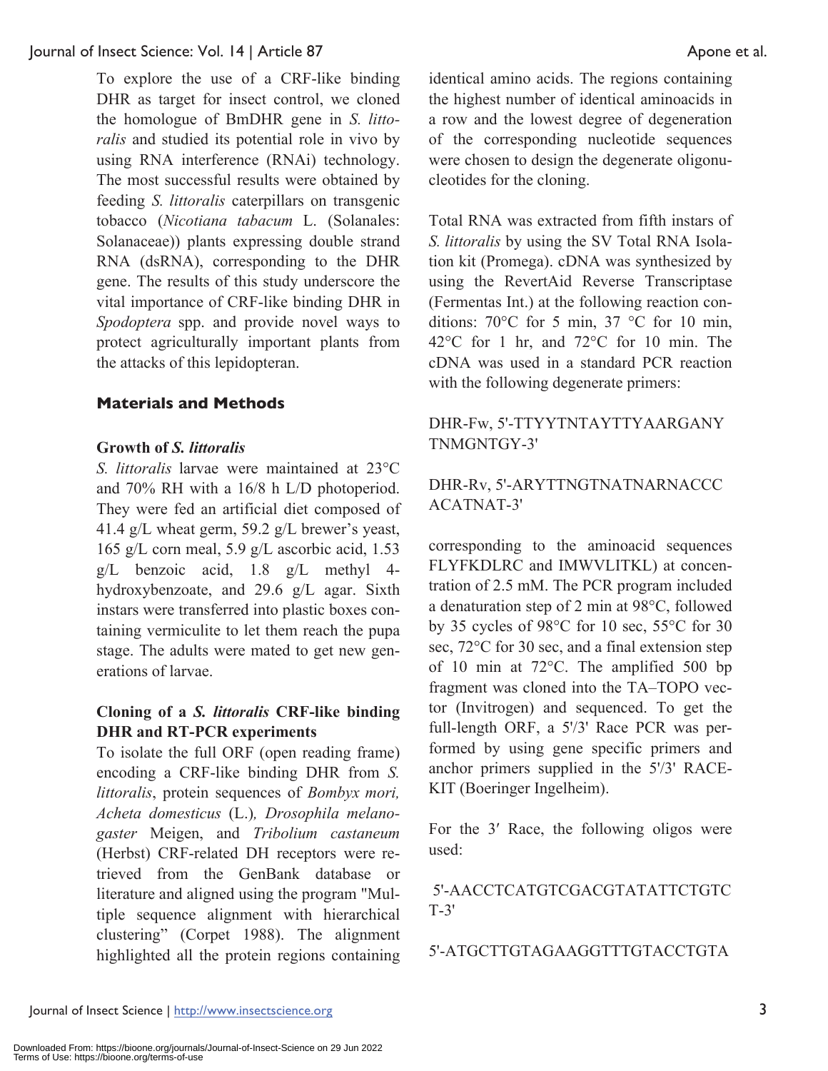To explore the use of a CRF-like binding DHR as target for insect control, we cloned the homologue of BmDHR gene in *S. littoralis* and studied its potential role in vivo by using RNA interference (RNAi) technology. The most successful results were obtained by feeding *S. littoralis* caterpillars on transgenic tobacco (*Nicotiana tabacum* L. (Solanales: Solanaceae)) plants expressing double strand RNA (dsRNA), corresponding to the DHR gene. The results of this study underscore the vital importance of CRF-like binding DHR in *Spodoptera* spp. and provide novel ways to protect agriculturally important plants from the attacks of this lepidopteran.

## Materials and Methods

### Growth of *S. littoralis*

*S. littoralis* larvae were maintained at 23°C and 70% RH with a 16/8 h L/D photoperiod. They were fed an artificial diet composed of 41.4 g/L wheat germ, 59.2 g/L brewer's yeast, 165 g/L corn meal, 5.9 g/L ascorbic acid, 1.53 g/L benzoic acid, 1.8 g/L methyl 4-hydroxybenzoate, and 29.6 g/L agar. Sixth instars were transferred into plastic boxes containing vermiculite to let them reach the pupa stage. The adults were mated to get new generations of larvae.

### Cloning of a *S. littoralis* CRF-like binding DHR and RT-PCR experiments

To isolate the full ORF (open reading frame) encoding a CRF-like binding DHR from *S. littoralis*, protein sequences of *Bombyx mori, Acheta domesticus* (L.)*, Drosophila melanogaster* Meigen, and *Tribolium castaneum* (Herbst) CRF-related DH receptors were retrieved from the GenBank database or literature and aligned using the program "Multiple sequence alignment with hierarchical clustering" (Corpet 1988). The alignment highlighted all the protein regions containing identical amino acids. The regions containing the highest number of identical aminoacids in a row and the lowest degree of degeneration of the corresponding nucleotide sequences were chosen to design the degenerate oligonucleotides for the cloning.

Total RNA was extracted from fifth instars of *S. littoralis* by using the SV Total RNA Isolation kit (Promega). cDNA was synthesized by using the RevertAid Reverse Transcriptase (Fermentas Int.) at the following reaction conditions: 70°C for 5 min, 37 °C for 10 min, 42°C for 1 hr, and 72°C for 10 min. The cDNA was used in a standard PCR reaction with the following degenerate primers:

DHR-Fw, 5'-TTYYTNTAYTTYAARGANYTNMGNTGY-3'

DHR-Rv, 5'-ARYTTNGTNATNARNACCCACATNAT-3'

corresponding to the aminoacid sequences FLYFKDLRC and IMWVLITKL) at concentration of 2.5 mM. The PCR program included a denaturation step of 2 min at 98°C, followed by 35 cycles of 98°C for 10 sec, 55°C for 30 sec, 72°C for 30 sec, and a final extension step of 10 min at 72°C. The amplified 500 bp fragment was cloned into the TA–TOPO vector (Invitrogen) and sequenced. To get the full-length ORF, a 5'/3' Race PCR was performed by using gene specific primers and anchor primers supplied in the 5'/3' RACE-KIT (Boeringer Ingelheim).

For the 3′ Race, the following oligos were used:

5'-AACCTCATGTCGACGTATATTCTGTCT-3'

5'-ATGCTTGTAGAAGGTTTGTACCTGTA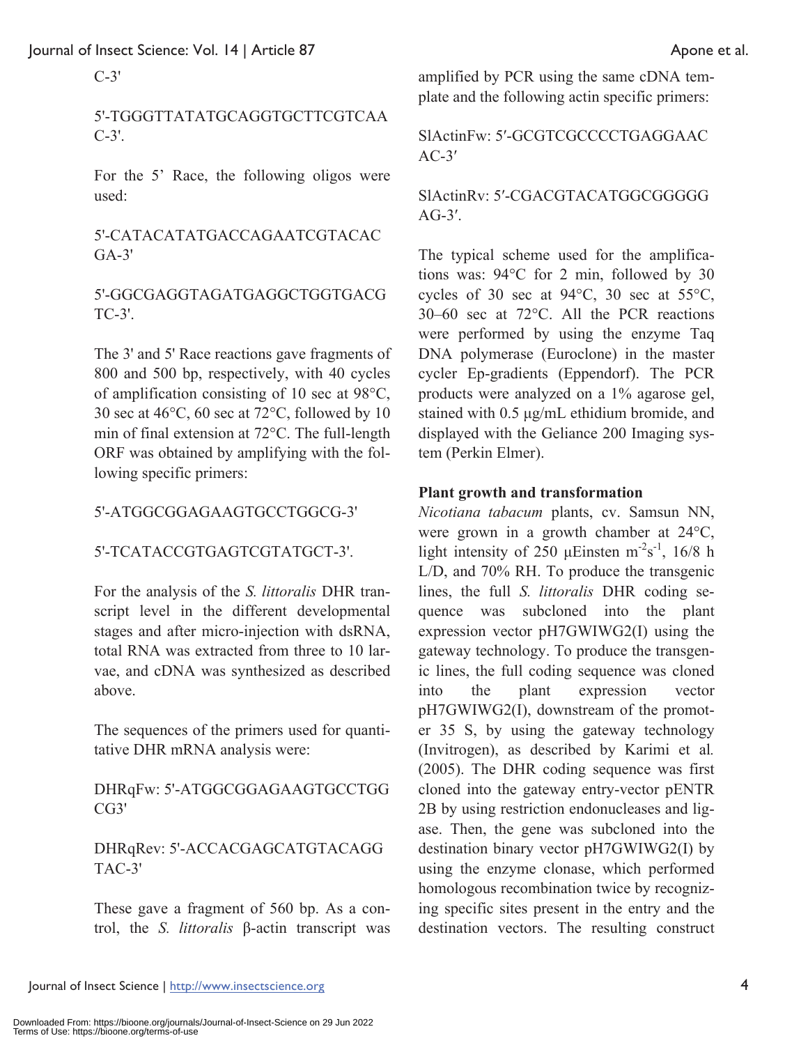C-3'

5'-TGGGTTATATGCAGGTGCTTCGTCAAC-3'.

For the 5' Race, the following oligos were used:

5'-CATACATATGACCAGAATCGTACACGA-3'

5'-GGCGAGGTAGATGAGGCTGGTGACGTC-3'.

The 3' and 5' Race reactions gave fragments of 800 and 500 bp, respectively, with 40 cycles of amplification consisting of 10 sec at 98°C, 30 sec at 46°C, 60 sec at 72°C, followed by 10 min of final extension at 72°C. The full-length ORF was obtained by amplifying with the following specific primers:

5'-ATGGCGGAGAAGTGCCTGGCG-3'

5'-TCATACCGTGAGTCGTATGCT-3'.

For the analysis of the *S. littoralis* DHR transcript level in the different developmental stages and after micro-injection with dsRNA, total RNA was extracted from three to 10 larvae, and cDNA was synthesized as described above.

The sequences of the primers used for quantitative DHR mRNA analysis were:

DHRqFw: 5'-ATGGCGGAGAAGTGCCTGGCG3'

DHRqRev: 5'-ACCACGAGCATGTACAGGTAC-3'

These gave a fragment of 560 bp. As a control, the *S. littoralis* β-actin transcript was amplified by PCR using the same cDNA template and the following actin specific primers:

SlActinFw: 5′-GCGTCGCCCCTGAGGAACAC-3′

SlActinRv: 5′-CGACGTACATGGCGGGGGAG-3′.

The typical scheme used for the amplifications was: 94°C for 2 min, followed by 30 cycles of 30 sec at 94°C, 30 sec at 55°C, 30–60 sec at 72°C. All the PCR reactions were performed by using the enzyme Taq DNA polymerase (Euroclone) in the master cycler Ep-gradients (Eppendorf). The PCR products were analyzed on a 1% agarose gel, stained with 0.5 μg/mL ethidium bromide, and displayed with the Geliance 200 Imaging system (Perkin Elmer).

**Plant growth and transformation**

*Nicotiana tabacum* plants, cv. Samsun NN, were grown in a growth chamber at 24°C, light intensity of 250 μEinsten $m^{-2}s^{-1}$, 16/8 h L/D, and 70% RH. To produce the transgenic lines, the full *S. littoralis* DHR coding sequence was subcloned into the plant expression vector pH7GWIWG2(I) using the gateway technology. To produce the transgenic lines, the full coding sequence was cloned into the plant expression vector pH7GWIWG2(I), downstream of the promoter 35 S, by using the gateway technology (Invitrogen), as described by Karimi et al*.* (2005). The DHR coding sequence was first cloned into the gateway entry-vector pENTR 2B by using restriction endonucleases and ligase. Then, the gene was subcloned into the destination binary vector pH7GWIWG2(I) by using the enzyme clonase, which performed homologous recombination twice by recognizing specific sites present in the entry and the destination vectors. The resulting construct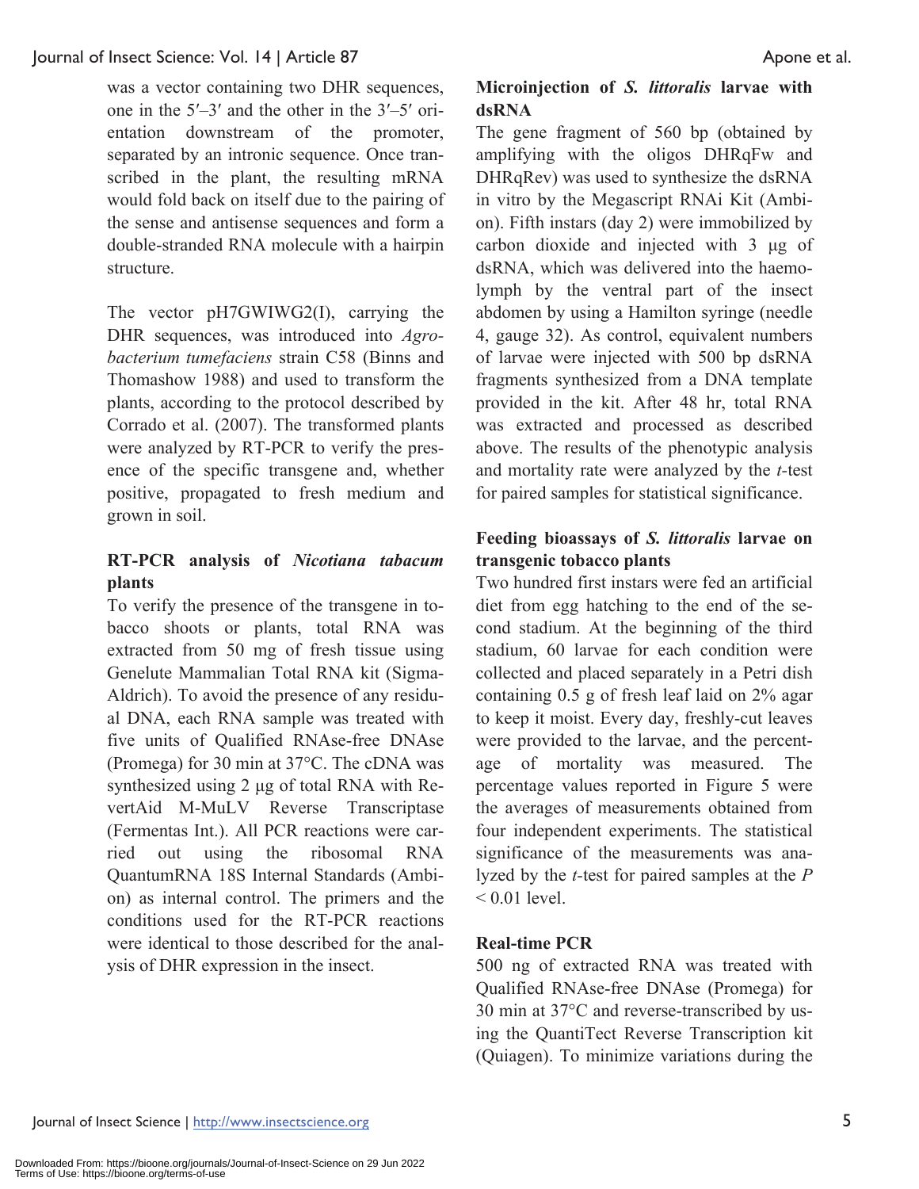was a vector containing two DHR sequences, one in the 5′–3′ and the other in the 3′–5′ orientation downstream of the promoter, separated by an intronic sequence. Once transcribed in the plant, the resulting mRNA would fold back on itself due to the pairing of the sense and antisense sequences and form a double-stranded RNA molecule with a hairpin structure.

The vector pH7GWIWG2(I), carrying the DHR sequences, was introduced into *Agrobacterium tumefaciens* strain C58 (Binns and Thomashow 1988) and used to transform the plants, according to the protocol described by Corrado et al. (2007). The transformed plants were analyzed by RT-PCR to verify the presence of the specific transgene and, whether positive, propagated to fresh medium and grown in soil.

### RT-PCR analysis of *Nicotiana tabacum* plants

To verify the presence of the transgene in tobacco shoots or plants, total RNA was extracted from 50 mg of fresh tissue using Genelute Mammalian Total RNA kit (Sigma-Aldrich). To avoid the presence of any residual DNA, each RNA sample was treated with five units of Qualified RNAse-free DNAse (Promega) for 30 min at 37°C. The cDNA was synthesized using 2 µg of total RNA with RevertAid M-MuLV Reverse Transcriptase (Fermentas Int.). All PCR reactions were carried out using the ribosomal RNA QuantumRNA 18S Internal Standards (Ambion) as internal control. The primers and the conditions used for the RT-PCR reactions were identical to those described for the analysis of DHR expression in the insect.

### Microinjection of *S. littoralis* larvae with dsRNA

The gene fragment of 560 bp (obtained by amplifying with the oligos DHRqFw and DHRqRev) was used to synthesize the dsRNA in vitro by the Megascript RNAi Kit (Ambion). Fifth instars (day 2) were immobilized by carbon dioxide and injected with 3 µg of dsRNA, which was delivered into the haemolymph by the ventral part of the insect abdomen by using a Hamilton syringe (needle 4, gauge 32). As control, equivalent numbers of larvae were injected with 500 bp dsRNA fragments synthesized from a DNA template provided in the kit. After 48 hr, total RNA was extracted and processed as described above. The results of the phenotypic analysis and mortality rate were analyzed by the *t*-test for paired samples for statistical significance.

### Feeding bioassays of *S. littoralis* larvae on transgenic tobacco plants

Two hundred first instars were fed an artificial diet from egg hatching to the end of the second stadium. At the beginning of the third stadium, 60 larvae for each condition were collected and placed separately in a Petri dish containing 0.5 g of fresh leaf laid on 2% agar to keep it moist. Every day, freshly-cut leaves were provided to the larvae, and the percentage of mortality was measured. The percentage values reported in Figure 5 were the averages of measurements obtained from four independent experiments. The statistical significance of the measurements was analyzed by the *t*-test for paired samples at the $P < 0.01$ level.

### Real-time PCR

500 ng of extracted RNA was treated with Qualified RNAse-free DNAse (Promega) for 30 min at 37°C and reverse-transcribed by using the QuantiTect Reverse Transcription kit (Quiagen). To minimize variations during the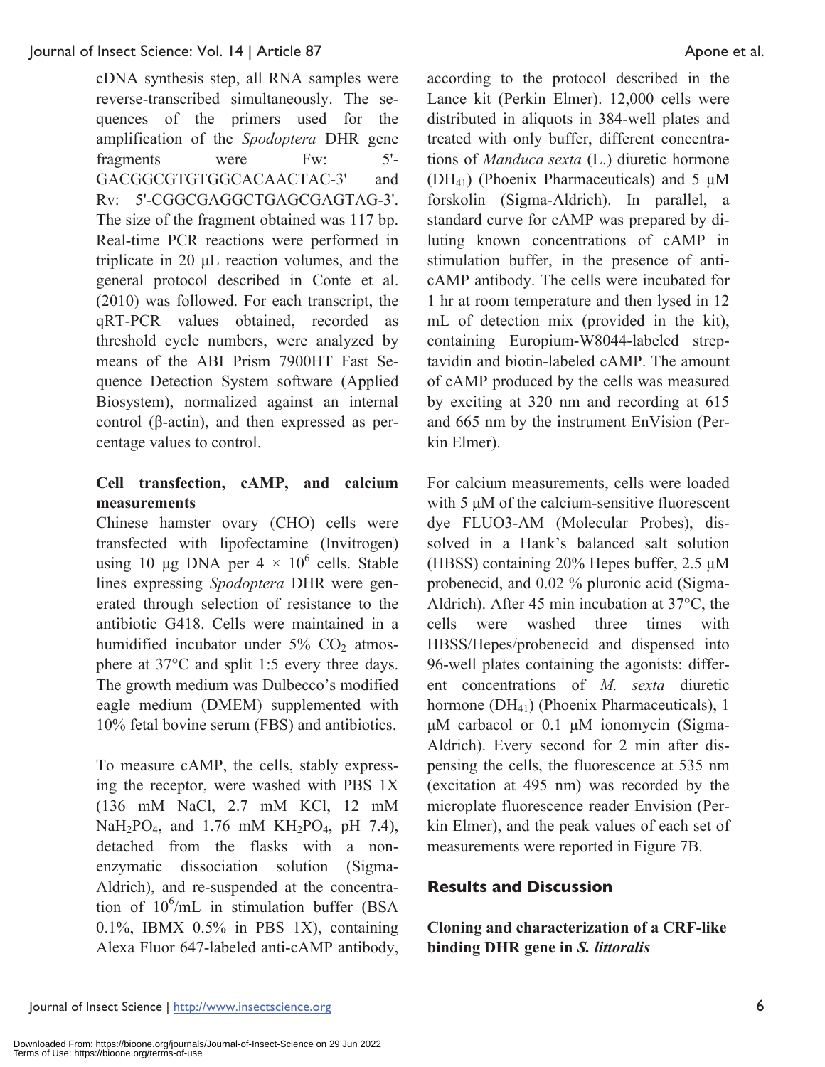cDNA synthesis step, all RNA samples were reverse-transcribed simultaneously. The sequences of the primers used for the amplification of the *Spodoptera* DHR gene fragments were Fw: 5'-GACGGCGTGTGGCACAACTAC-3' and Rv: 5'-CGGCGAGGCTGAGCGAGTAG-3'. The size of the fragment obtained was 117 bp. Real-time PCR reactions were performed in triplicate in 20 µL reaction volumes, and the general protocol described in Conte et al. (2010) was followed. For each transcript, the qRT-PCR values obtained, recorded as threshold cycle numbers, were analyzed by means of the ABI Prism 7900HT Fast Sequence Detection System software (Applied Biosystem), normalized against an internal control (β-actin), and then expressed as percentage values to control.

**Cell transfection, cAMP, and calcium measurements**

Chinese hamster ovary (CHO) cells were transfected with lipofectamine (Invitrogen) using 10 µg DNA per $4 \times 10^6$ cells. Stable lines expressing *Spodoptera* DHR were generated through selection of resistance to the antibiotic G418. Cells were maintained in a humidified incubator under 5% $CO_2$ atmosphere at 37°C and split 1:5 every three days. The growth medium was Dulbecco's modified eagle medium (DMEM) supplemented with 10% fetal bovine serum (FBS) and antibiotics.

To measure cAMP, the cells, stably expressing the receptor, were washed with PBS 1X (136 mM NaCl, 2.7 mM KCl, 12 mM $NaH_2PO_4$, and 1.76 mM $KH_2PO_4$, pH 7.4), detached from the flasks with a non-enzymatic dissociation solution (Sigma-Aldrich), and re-suspended at the concentration of $10^6$/mL in stimulation buffer (BSA 0.1%, IBMX 0.5% in PBS 1X), containing Alexa Fluor 647-labeled anti-cAMP antibody, according to the protocol described in the Lance kit (Perkin Elmer). 12,000 cells were distributed in aliquots in 384-well plates and treated with only buffer, different concentrations of *Manduca sexta* (L.) diuretic hormone ($DH_{41}$) (Phoenix Pharmaceuticals) and 5 µM forskolin (Sigma-Aldrich). In parallel, a standard curve for cAMP was prepared by diluting known concentrations of cAMP in stimulation buffer, in the presence of anti-cAMP antibody. The cells were incubated for 1 hr at room temperature and then lysed in 12 mL of detection mix (provided in the kit), containing Europium-W8044-labeled streptavidin and biotin-labeled cAMP. The amount of cAMP produced by the cells was measured by exciting at 320 nm and recording at 615 and 665 nm by the instrument EnVision (Perkin Elmer).

For calcium measurements, cells were loaded with 5 µM of the calcium-sensitive fluorescent dye FLUO3-AM (Molecular Probes), dissolved in a Hank's balanced salt solution (HBSS) containing 20% Hepes buffer, 2.5 µM probenecid, and 0.02 % pluronic acid (Sigma-Aldrich). After 45 min incubation at 37°C, the cells were washed three times with HBSS/Hepes/probenecid and dispensed into 96-well plates containing the agonists: different concentrations of *M. sexta* diuretic hormone ($DH_{41}$) (Phoenix Pharmaceuticals), 1 µM carbacol or 0.1 µM ionomycin (Sigma-Aldrich). Every second for 2 min after dispensing the cells, the fluorescence at 535 nm (excitation at 495 nm) was recorded by the microplate fluorescence reader Envision (Perkin Elmer), and the peak values of each set of measurements were reported in Figure 7B.

## Results and Discussion

**Cloning and characterization of a CRF-like binding DHR gene in *S. littoralis***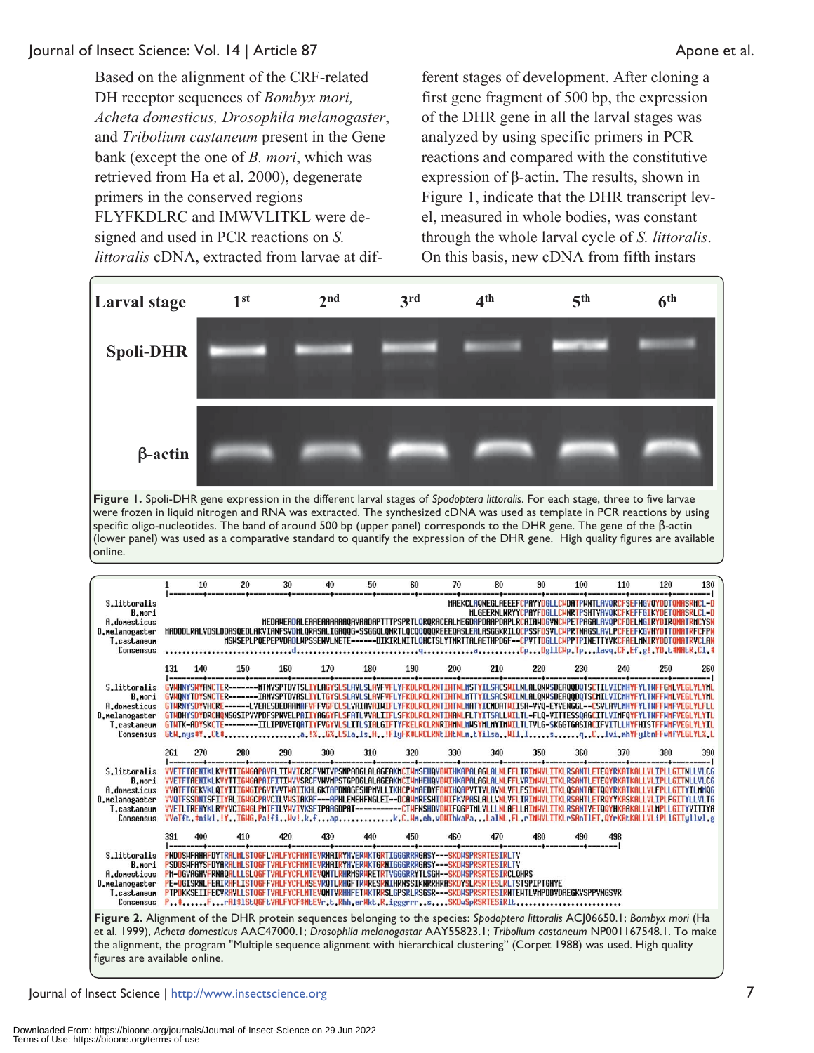Based on the alignment of the CRF-related DH receptor sequences of *Bombyx mori, Acheta domesticus, Drosophila melanogaster*, and *Tribolium castaneum* present in the Gene bank (except the one of *B. mori*, which was retrieved from Ha et al. 2000), degenerate primers in the conserved regions FLYFKDLRC and IMWVLITKL were designed and used in PCR reactions on *S. littoralis* cDNA, extracted from larvae at different stages of development. After cloning a first gene fragment of 500 bp, the expression of the DHR gene in all the larval stages was analyzed by using specific primers in PCR reactions and compared with the constitutive expression of β-actin. The results, shown in Figure 1, indicate that the DHR transcript level, measured in whole bodies, was constant through the whole larval cycle of *S. littoralis*. On this basis, new cDNA from fifth instars

**Figure 1.** Spoli-DHR gene expression in the different larval stages of *Spodoptera littoralis*. For each stage, three to five larvae were frozen in liquid nitrogen and RNA was extracted. The synthesized cDNA was used as template in PCR reactions by using specific oligo-nucleotides. The band of around 500 bp (upper panel) corresponds to the DHR gene. The gene of the β-actin (lower panel) was used as a comparative standard to quantify the expression of the DHR gene. High quality figures are available online.

**Figure 2.** Alignment of the DHR protein sequences belonging to the species: *Spodoptera littoralis* ACJ06650.1; *Bombyx mori* (Ha et al. 1999), *Acheta domesticus* AAC47000.1; *Drosophila melanogastar* AAY55823.1; *Tribolium castaneum* NP001167548.1. To make the alignment, the program "Multiple sequence alignment with hierarchical clustering" (Corpet 1988) was used. High quality figures are available online.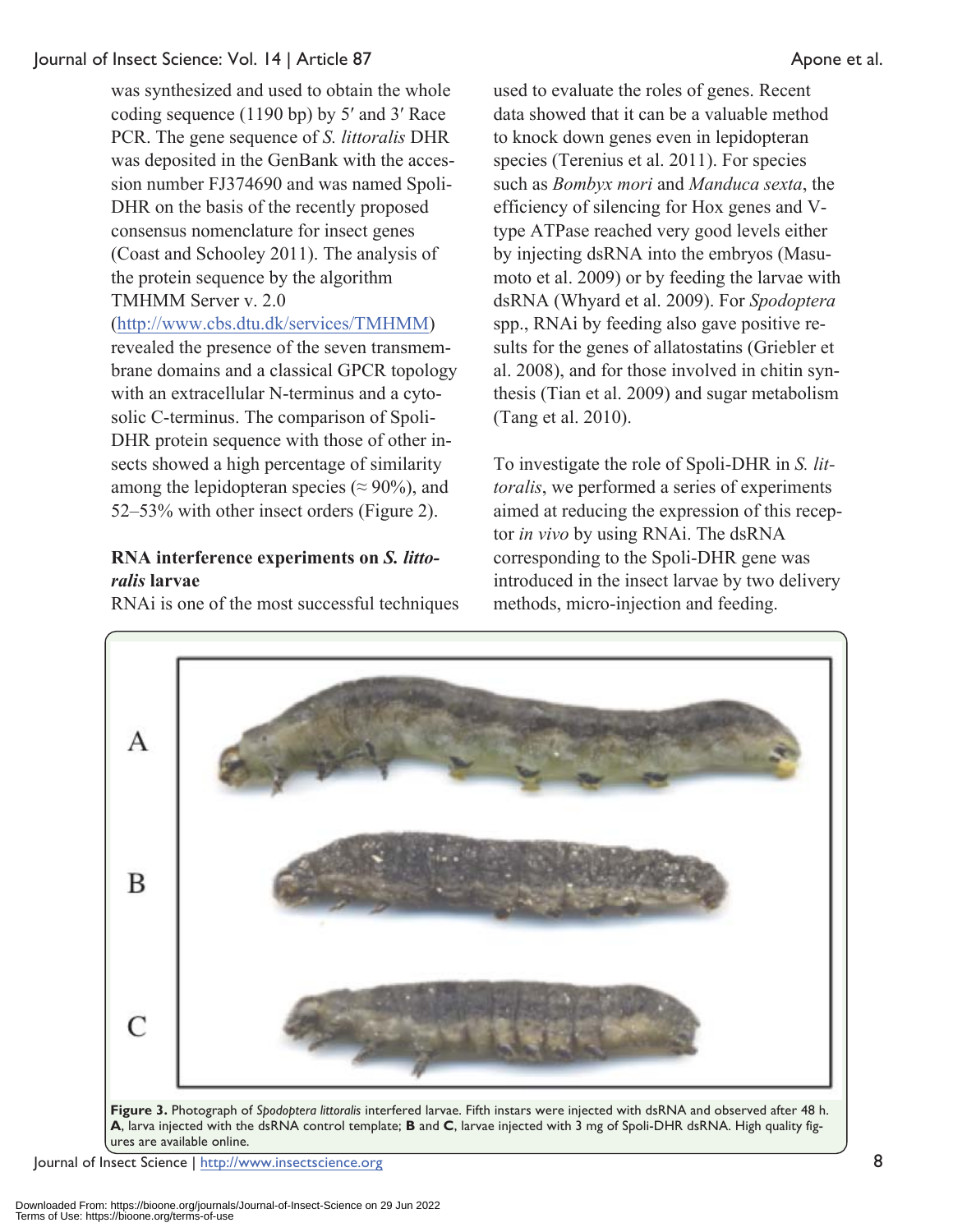was synthesized and used to obtain the whole coding sequence (1190 bp) by 5′ and 3′ Race PCR. The gene sequence of *S. littoralis* DHR was deposited in the GenBank with the accession number FJ374690 and was named Spoli-DHR on the basis of the recently proposed consensus nomenclature for insect genes (Coast and Schooley 2011). The analysis of the protein sequence by the algorithm TMHMM Server v. 2.0 (http://www.cbs.dtu.dk/services/TMHMM) revealed the presence of the seven transmembrane domains and a classical GPCR topology with an extracellular N-terminus and a cytosolic C-terminus. The comparison of Spoli-DHR protein sequence with those of other insects showed a high percentage of similarity among the lepidopteran species (≈ 90%), and 52–53% with other insect orders (Figure 2).

**RNA interference experiments on *S. littoralis* larvae**

RNAi is one of the most successful techniques used to evaluate the roles of genes. Recent data showed that it can be a valuable method to knock down genes even in lepidopteran species (Terenius et al. 2011). For species such as *Bombyx mori* and *Manduca sexta*, the efficiency of silencing for Hox genes and V-type ATPase reached very good levels either by injecting dsRNA into the embryos (Masumoto et al. 2009) or by feeding the larvae with dsRNA (Whyard et al. 2009). For *Spodoptera* spp., RNAi by feeding also gave positive results for the genes of allatostatins (Griebler et al. 2008), and for those involved in chitin synthesis (Tian et al. 2009) and sugar metabolism (Tang et al. 2010).

To investigate the role of Spoli-DHR in *S. littoralis*, we performed a series of experiments aimed at reducing the expression of this receptor *in vivo* by using RNAi. The dsRNA corresponding to the Spoli-DHR gene was introduced in the insect larvae by two delivery methods, micro-injection and feeding.

**Figure 3.** Photograph of *Spodoptera littoralis* interfered larvae. Fifth instars were injected with dsRNA and observed after 48 h. **A**, larva injected with the dsRNA control template; **B** and **C**, larvae injected with 3 mg of Spoli-DHR dsRNA. High quality figures are available online.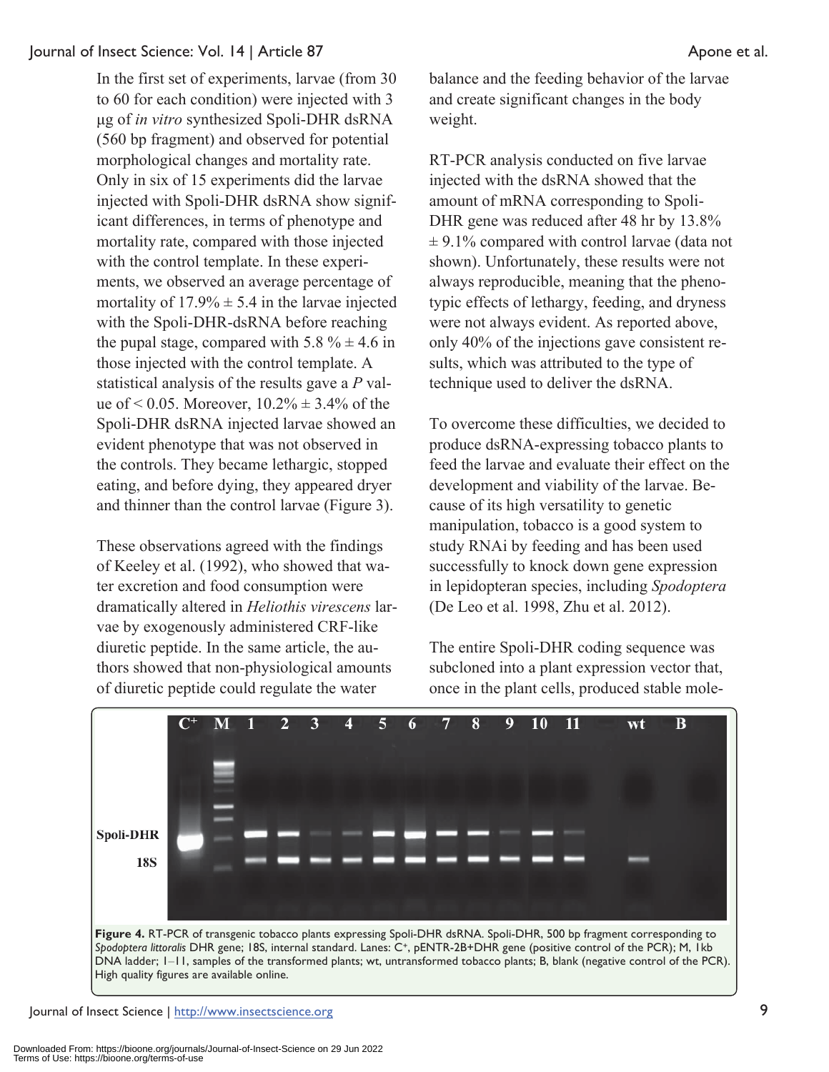In the first set of experiments, larvae (from 30 to 60 for each condition) were injected with 3 µg of *in vitro* synthesized Spoli-DHR dsRNA (560 bp fragment) and observed for potential morphological changes and mortality rate. Only in six of 15 experiments did the larvae injected with Spoli-DHR dsRNA show significant differences, in terms of phenotype and mortality rate, compared with those injected with the control template. In these experiments, we observed an average percentage of mortality of 17.9% ± 5.4 in the larvae injected with the Spoli-DHR-dsRNA before reaching the pupal stage, compared with 5.8 % ± 4.6 in those injected with the control template. A statistical analysis of the results gave a $P$ value of $< 0.05$. Moreover, 10.2% ± 3.4% of the Spoli-DHR dsRNA injected larvae showed an evident phenotype that was not observed in the controls. They became lethargic, stopped eating, and before dying, they appeared dryer and thinner than the control larvae (Figure 3).

These observations agreed with the findings of Keeley et al. (1992), who showed that water excretion and food consumption were dramatically altered in *Heliothis virescens* larvae by exogenously administered CRF-like diuretic peptide. In the same article, the authors showed that non-physiological amounts of diuretic peptide could regulate the water balance and the feeding behavior of the larvae and create significant changes in the body weight.

RT-PCR analysis conducted on five larvae injected with the dsRNA showed that the amount of mRNA corresponding to Spoli-DHR gene was reduced after 48 hr by 13.8% ± 9.1% compared with control larvae (data not shown). Unfortunately, these results were not always reproducible, meaning that the phenotypic effects of lethargy, feeding, and dryness were not always evident. As reported above, only 40% of the injections gave consistent results, which was attributed to the type of technique used to deliver the dsRNA.

To overcome these difficulties, we decided to produce dsRNA-expressing tobacco plants to feed the larvae and evaluate their effect on the development and viability of the larvae. Because of its high versatility to genetic manipulation, tobacco is a good system to study RNAi by feeding and has been used successfully to knock down gene expression in lepidopteran species, including *Spodoptera* (De Leo et al. 1998, Zhu et al. 2012).

The entire Spoli-DHR coding sequence was subcloned into a plant expression vector that, once in the plant cells, produced stable mole-

**Figure 4.** RT-PCR of transgenic tobacco plants expressing Spoli-DHR dsRNA. Spoli-DHR, 500 bp fragment corresponding to *Spodoptera littoralis* DHR gene; 18S, internal standard. Lanes: C⁺, pENTR-2B+DHR gene (positive control of the PCR); M, 1kb DNA ladder; 1–11, samples of the transformed plants; wt, untransformed tobacco plants; B, blank (negative control of the PCR). High quality figures are available online.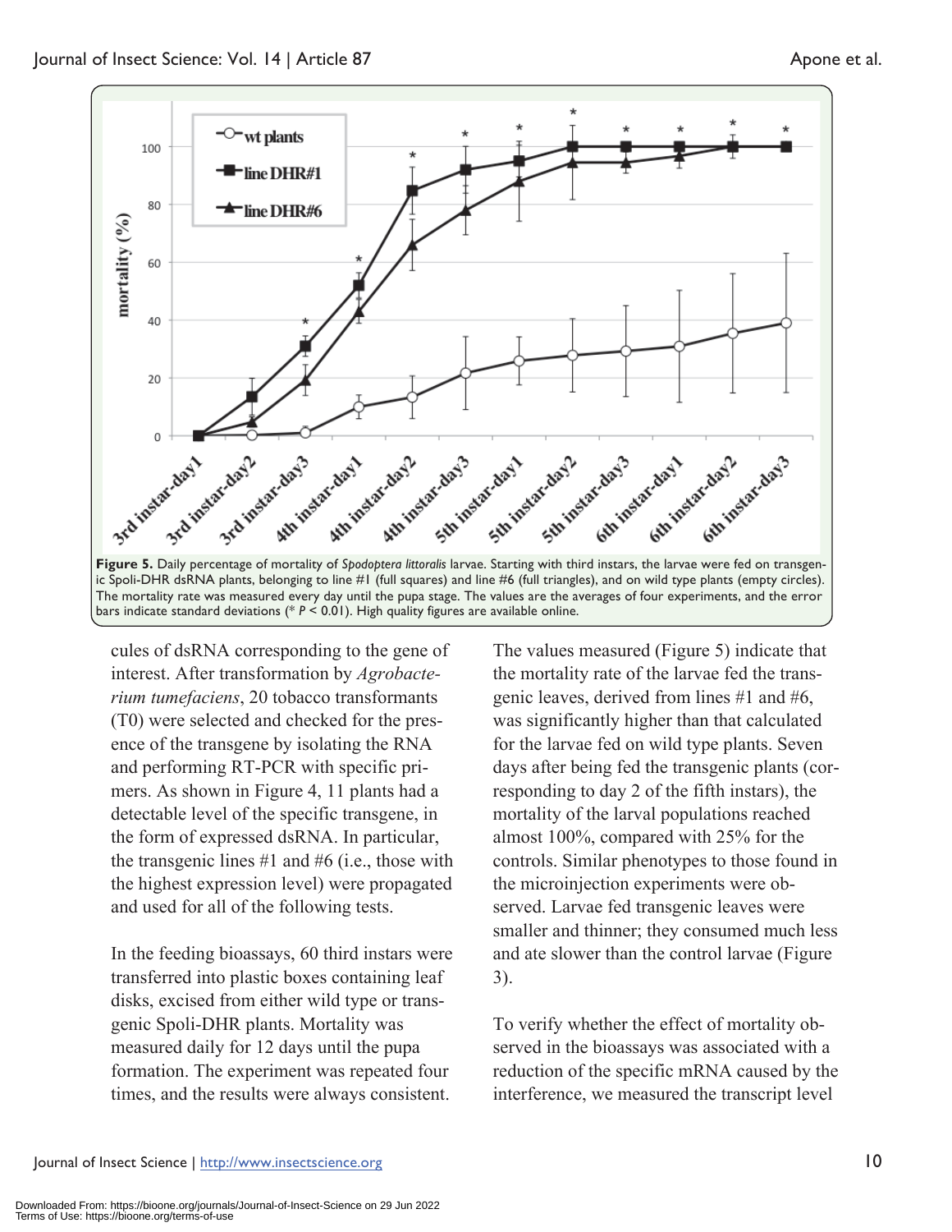**Figure 5.** Daily percentage of mortality of *Spodoptera littoralis* larvae. Starting with third instars, the larvae were fed on transgenic Spoli-DHR dsRNA plants, belonging to line #1 (full squares) and line #6 (full triangles), and on wild type plants (empty circles). The mortality rate was measured every day until the pupa stage. The values are the averages of four experiments, and the error bars indicate standard deviations (* $P < 0.01$). High quality figures are available online.

cules of dsRNA corresponding to the gene of interest. After transformation by *Agrobacterium tumefaciens*, 20 tobacco transformants (T0) were selected and checked for the presence of the transgene by isolating the RNA and performing RT-PCR with specific primers. As shown in Figure 4, 11 plants had a detectable level of the specific transgene, in the form of expressed dsRNA. In particular, the transgenic lines #1 and #6 (i.e., those with the highest expression level) were propagated and used for all of the following tests.

In the feeding bioassays, 60 third instars were transferred into plastic boxes containing leaf disks, excised from either wild type or transgenic Spoli-DHR plants. Mortality was measured daily for 12 days until the pupa formation. The experiment was repeated four times, and the results were always consistent.

The values measured (Figure 5) indicate that the mortality rate of the larvae fed the transgenic leaves, derived from lines #1 and #6, was significantly higher than that calculated for the larvae fed on wild type plants. Seven days after being fed the transgenic plants (corresponding to day 2 of the fifth instars), the mortality of the larval populations reached almost 100%, compared with 25% for the controls. Similar phenotypes to those found in the microinjection experiments were observed. Larvae fed transgenic leaves were smaller and thinner; they consumed much less and ate slower than the control larvae (Figure 3).

To verify whether the effect of mortality observed in the bioassays was associated with a reduction of the specific mRNA caused by the interference, we measured the transcript level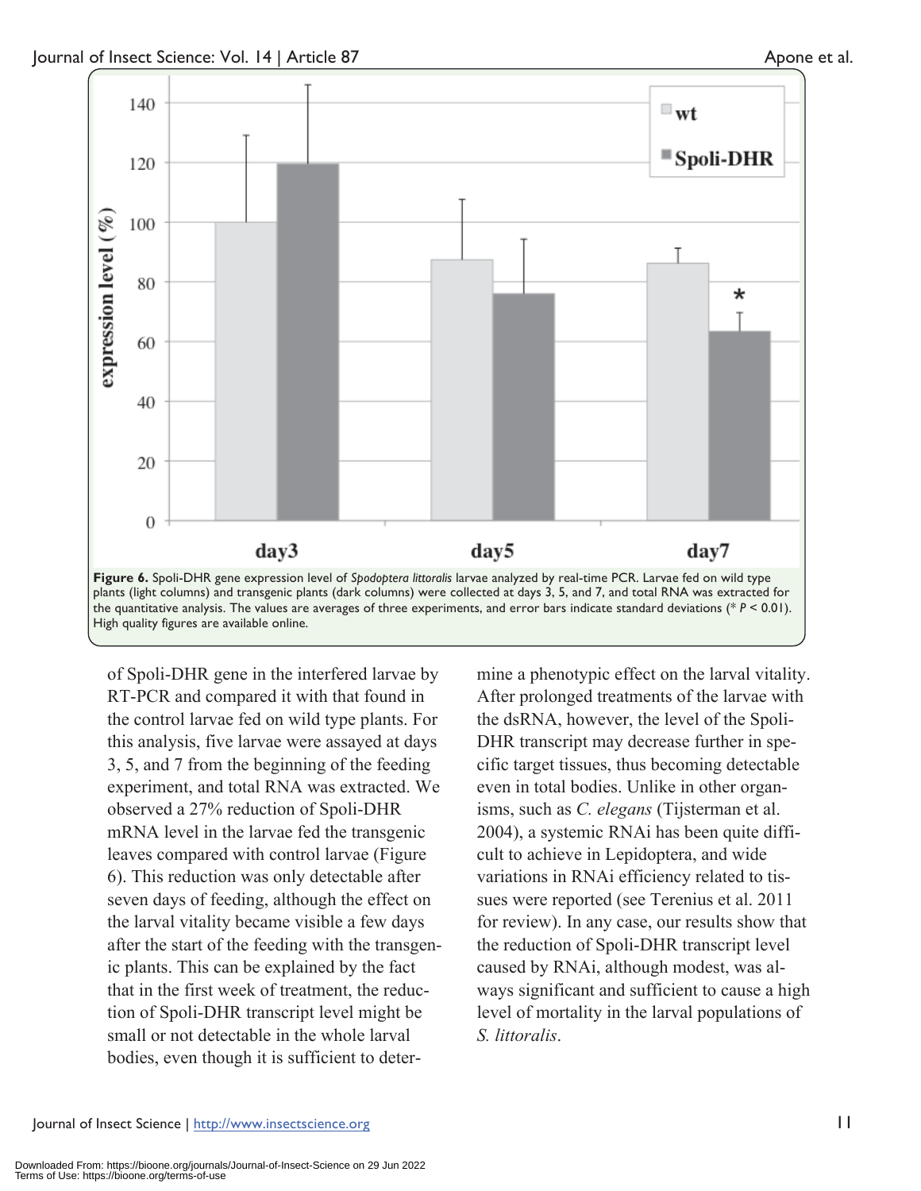**Figure 6.** Spoli-DHR gene expression level of *Spodoptera littoralis* larvae analyzed by real-time PCR. Larvae fed on wild type plants (light columns) and transgenic plants (dark columns) were collected at days 3, 5, and 7, and total RNA was extracted for the quantitative analysis. The values are averages of three experiments, and error bars indicate standard deviations (* $P < 0.01$). High quality figures are available online.

of Spoli-DHR gene in the interfered larvae by RT-PCR and compared it with that found in the control larvae fed on wild type plants. For this analysis, five larvae were assayed at days 3, 5, and 7 from the beginning of the feeding experiment, and total RNA was extracted. We observed a 27% reduction of Spoli-DHR mRNA level in the larvae fed the transgenic leaves compared with control larvae (Figure 6). This reduction was only detectable after seven days of feeding, although the effect on the larval vitality became visible a few days after the start of the feeding with the transgenic plants. This can be explained by the fact that in the first week of treatment, the reduction of Spoli-DHR transcript level might be small or not detectable in the whole larval bodies, even though it is sufficient to determine a phenotypic effect on the larval vitality. After prolonged treatments of the larvae with the dsRNA, however, the level of the Spoli-DHR transcript may decrease further in specific target tissues, thus becoming detectable even in total bodies. Unlike in other organisms, such as *C. elegans* (Tijsterman et al. 2004), a systemic RNAi has been quite difficult to achieve in Lepidoptera, and wide variations in RNAi efficiency related to tissues were reported (see Terenius et al. 2011 for review). In any case, our results show that the reduction of Spoli-DHR transcript level caused by RNAi, although modest, was always significant and sufficient to cause a high level of mortality in the larval populations of *S. littoralis*.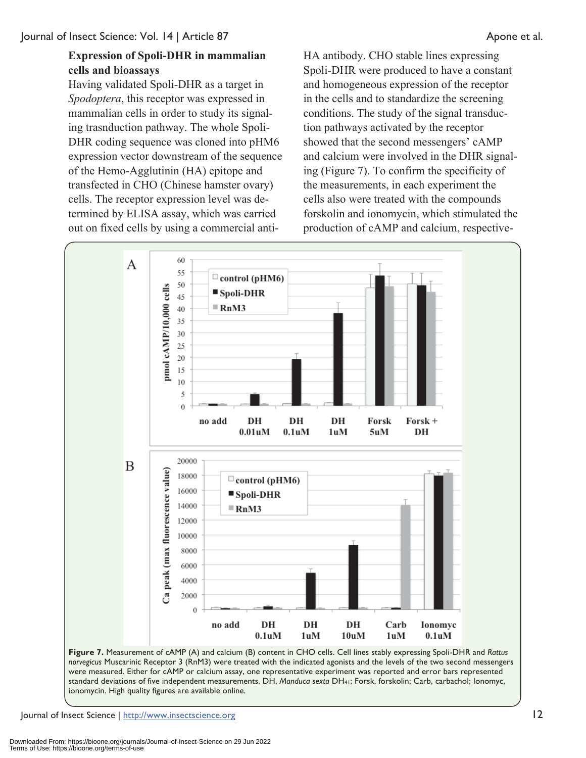### Expression of Spoli-DHR in mammalian cells and bioassays

Having validated Spoli-DHR as a target in *Spodoptera*, this receptor was expressed in mammalian cells in order to study its signaling trasnduction pathway. The whole Spoli-DHR coding sequence was cloned into pHM6 expression vector downstream of the sequence of the Hemo-Agglutinin (HA) epitope and transfected in CHO (Chinese hamster ovary) cells. The receptor expression level was determined by ELISA assay, which was carried out on fixed cells by using a commercial anti-HA antibody. CHO stable lines expressing Spoli-DHR were produced to have a constant and homogeneous expression of the receptor in the cells and to standardize the screening conditions. The study of the signal transduction pathways activated by the receptor showed that the second messengers' cAMP and calcium were involved in the DHR signaling (Figure 7). To confirm the specificity of the measurements, in each experiment the cells also were treated with the compounds forskolin and ionomycin, which stimulated the production of cAMP and calcium, respective-

**Figure 7.** Measurement of cAMP (A) and calcium (B) content in CHO cells. Cell lines stably expressing Spoli-DHR and *Rattus norvegicus* Muscarinic Receptor 3 (RnM3) were treated with the indicated agonists and the levels of the two second messengers were measured. Either for cAMP or calcium assay, one representative experiment was reported and error bars represented standard deviations of five independent measurements. DH, *Manduca sexta* $DH_{41}$; Forsk, forskolin; Carb, carbachol; Ionomyc, ionomycin. High quality figures are available online.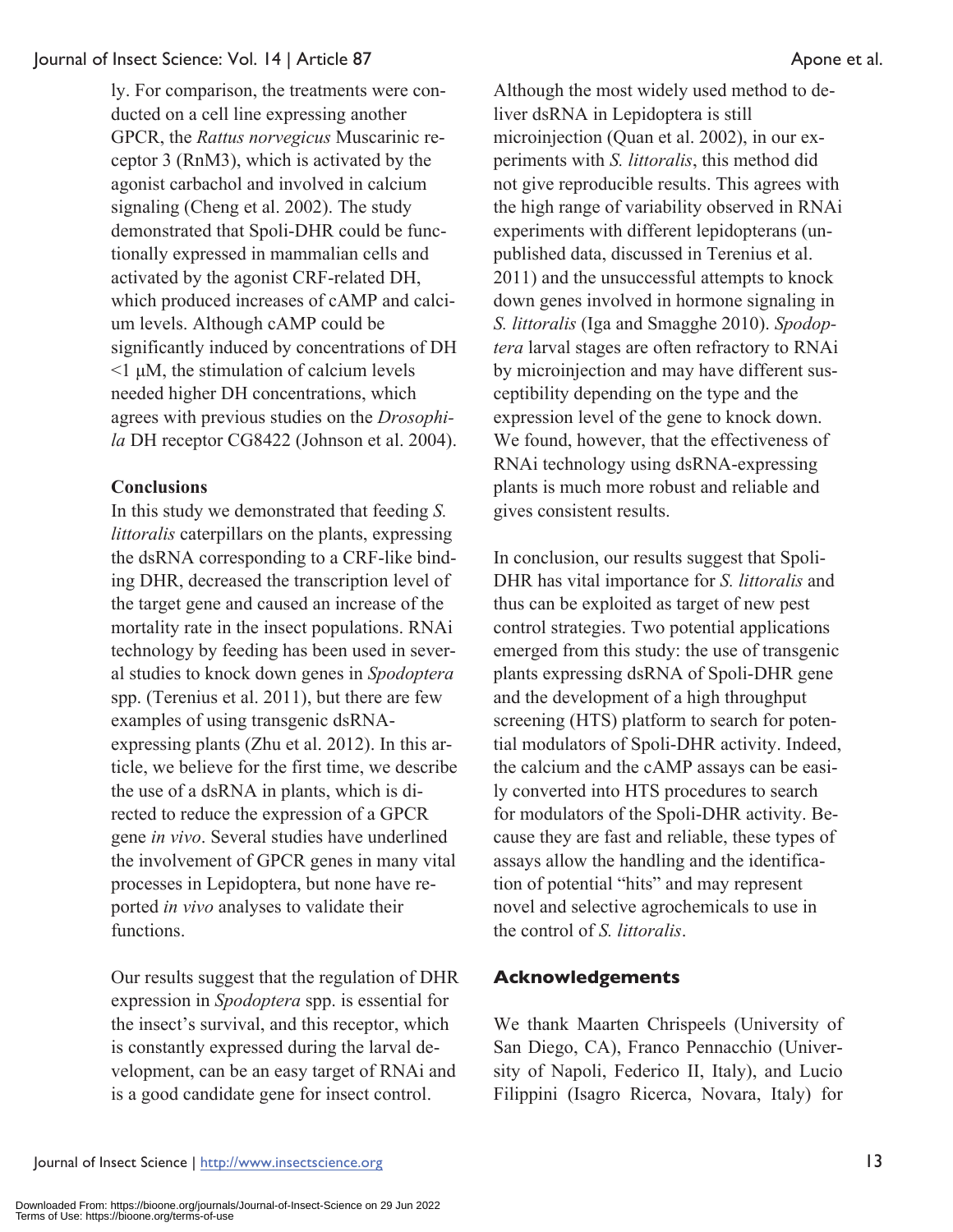ly. For comparison, the treatments were conducted on a cell line expressing another GPCR, the *Rattus norvegicus* Muscarinic receptor 3 (RnM3), which is activated by the agonist carbachol and involved in calcium signaling (Cheng et al. 2002). The study demonstrated that Spoli-DHR could be functionally expressed in mammalian cells and activated by the agonist CRF-related DH, which produced increases of cAMP and calcium levels. Although cAMP could be significantly induced by concentrations of DH <1 μM, the stimulation of calcium levels needed higher DH concentrations, which agrees with previous studies on the *Drosophila* DH receptor CG8422 (Johnson et al. 2004).

**Conclusions**

In this study we demonstrated that feeding *S. littoralis* caterpillars on the plants, expressing the dsRNA corresponding to a CRF-like binding DHR, decreased the transcription level of the target gene and caused an increase of the mortality rate in the insect populations. RNAi technology by feeding has been used in several studies to knock down genes in *Spodoptera* spp. (Terenius et al. 2011), but there are few examples of using transgenic dsRNA-expressing plants (Zhu et al. 2012). In this article, we believe for the first time, we describe the use of a dsRNA in plants, which is directed to reduce the expression of a GPCR gene *in vivo*. Several studies have underlined the involvement of GPCR genes in many vital processes in Lepidoptera, but none have reported *in vivo* analyses to validate their functions.

Our results suggest that the regulation of DHR expression in *Spodoptera* spp. is essential for the insect's survival, and this receptor, which is constantly expressed during the larval development, can be an easy target of RNAi and is a good candidate gene for insect control.

Although the most widely used method to deliver dsRNA in Lepidoptera is still microinjection (Quan et al. 2002), in our experiments with *S. littoralis*, this method did not give reproducible results. This agrees with the high range of variability observed in RNAi experiments with different lepidopterans (unpublished data, discussed in Terenius et al. 2011) and the unsuccessful attempts to knock down genes involved in hormone signaling in *S. littoralis* (Iga and Smagghe 2010). *Spodoptera* larval stages are often refractory to RNAi by microinjection and may have different susceptibility depending on the type and the expression level of the gene to knock down. We found, however, that the effectiveness of RNAi technology using dsRNA-expressing plants is much more robust and reliable and gives consistent results.

In conclusion, our results suggest that Spoli-DHR has vital importance for *S. littoralis* and thus can be exploited as target of new pest control strategies. Two potential applications emerged from this study: the use of transgenic plants expressing dsRNA of Spoli-DHR gene and the development of a high throughput screening (HTS) platform to search for potential modulators of Spoli-DHR activity. Indeed, the calcium and the cAMP assays can be easily converted into HTS procedures to search for modulators of the Spoli-DHR activity. Because they are fast and reliable, these types of assays allow the handling and the identification of potential "hits" and may represent novel and selective agrochemicals to use in the control of *S. littoralis*.

## Acknowledgements

We thank Maarten Chrispeels (University of San Diego, CA), Franco Pennacchio (University of Napoli, Federico II, Italy), and Lucio Filippini (Isagro Ricerca, Novara, Italy) for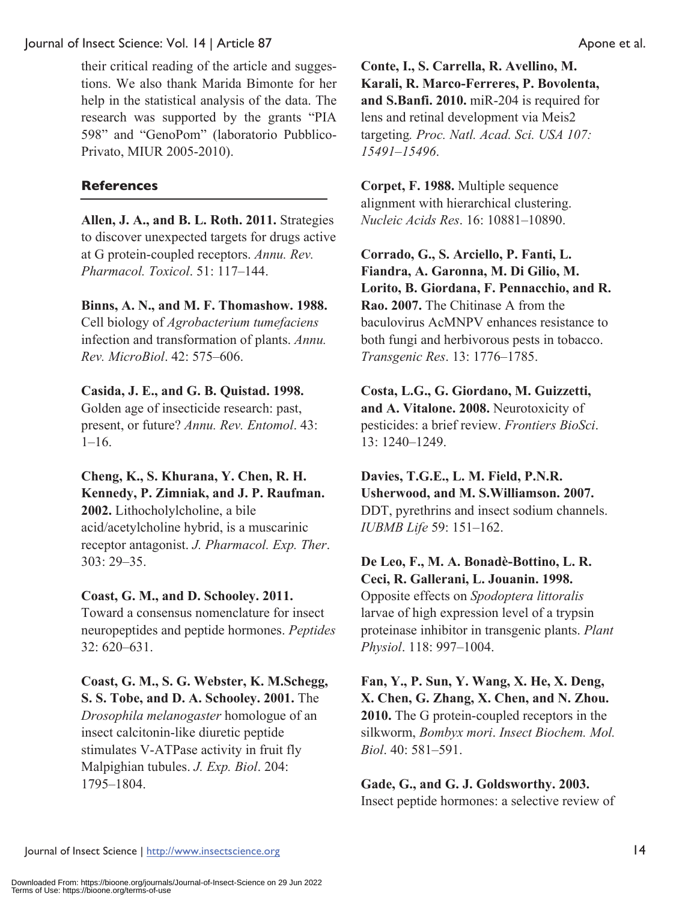their critical reading of the article and suggestions. We also thank Marida Bimonte for her help in the statistical analysis of the data. The research was supported by the grants "PIA 598" and "GenoPom" (laboratorio Pubblico-Privato, MIUR 2005-2010).

## References

**Allen, J. A., and B. L. Roth. 2011.** Strategies to discover unexpected targets for drugs active at G protein-coupled receptors. *Annu. Rev. Pharmacol. Toxicol*. 51: 117–144.

**Binns, A. N., and M. F. Thomashow. 1988.** Cell biology of *Agrobacterium tumefaciens* infection and transformation of plants. *Annu. Rev. MicroBiol*. 42: 575–606.

**Casida, J. E., and G. B. Quistad. 1998.** Golden age of insecticide research: past, present, or future? *Annu. Rev. Entomol*. 43: 1–16.

**Cheng, K., S. Khurana, Y. Chen, R. H. Kennedy, P. Zimniak, and J. P. Raufman. 2002.** Lithocholylcholine, a bile acid/acetylcholine hybrid, is a muscarinic receptor antagonist. *J. Pharmacol. Exp. Ther*. 303: 29–35.

**Coast, G. M., and D. Schooley. 2011.** Toward a consensus nomenclature for insect neuropeptides and peptide hormones. *Peptides* 32: 620–631.

**Coast, G. M., S. G. Webster, K. M.Schegg, S. S. Tobe, and D. A. Schooley. 2001.** The *Drosophila melanogaster* homologue of an insect calcitonin-like diuretic peptide stimulates V-ATPase activity in fruit fly Malpighian tubules. *J. Exp. Biol*. 204: 1795–1804.

**Conte, I., S. Carrella, R. Avellino, M. Karali, R. Marco-Ferreres, P. Bovolenta, and S.Banfi. 2010.** miR-204 is required for lens and retinal development via Meis2 targeting*. Proc. Natl. Acad. Sci. USA 107: 15491–15496*.

**Corpet, F. 1988.** Multiple sequence alignment with hierarchical clustering. *Nucleic Acids Res*. 16: 10881–10890.

**Corrado, G., S. Arciello, P. Fanti, L. Fiandra, A. Garonna, M. Di Gilio, M. Lorito, B. Giordana, F. Pennacchio, and R. Rao. 2007.** The Chitinase A from the baculovirus AcMNPV enhances resistance to both fungi and herbivorous pests in tobacco. *Transgenic Res*. 13: 1776–1785.

**Costa, L.G., G. Giordano, M. Guizzetti, and A. Vitalone. 2008.** Neurotoxicity of pesticides: a brief review. *Frontiers BioSci*. 13: 1240–1249.

**Davies, T.G.E., L. M. Field, P.N.R. Usherwood, and M. S.Williamson. 2007.** DDT, pyrethrins and insect sodium channels. *IUBMB Life* 59: 151–162.

**De Leo, F., M. A. Bonadè-Bottino, L. R. Ceci, R. Gallerani, L. Jouanin. 1998.** Opposite effects on *Spodoptera littoralis* larvae of high expression level of a trypsin proteinase inhibitor in transgenic plants. *Plant Physiol*. 118: 997–1004.

**Fan, Y., P. Sun, Y. Wang, X. He, X. Deng, X. Chen, G. Zhang, X. Chen, and N. Zhou. 2010.** The G protein-coupled receptors in the silkworm, *Bombyx mori*. *Insect Biochem. Mol. Biol*. 40: 581–591.

**Gade, G., and G. J. Goldsworthy. 2003.** Insect peptide hormones: a selective review of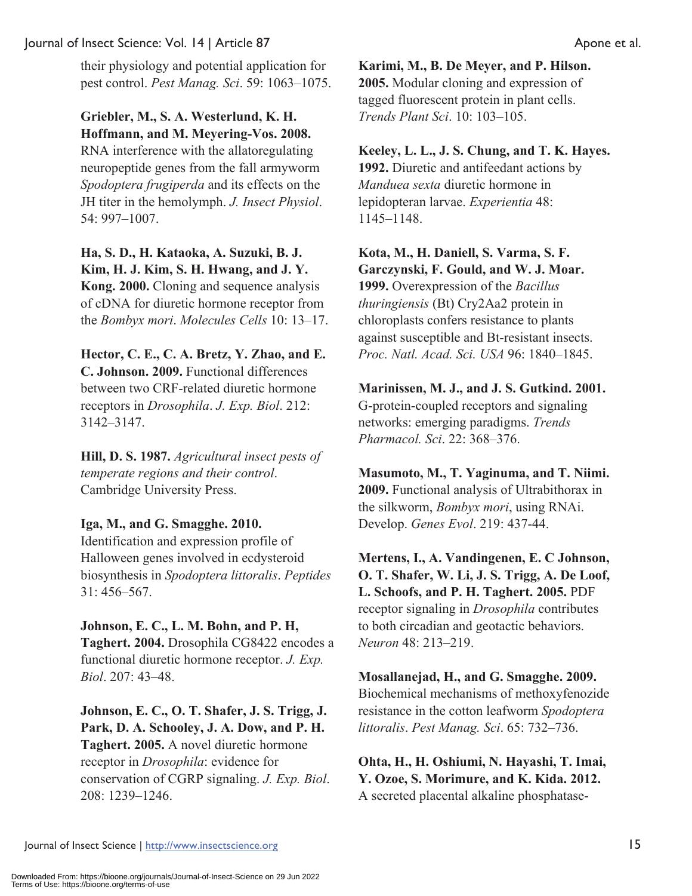their physiology and potential application for pest control. *Pest Manag. Sci*. 59: 1063–1075.

**Griebler, M., S. A. Westerlund, K. H. Hoffmann, and M. Meyering-Vos. 2008.** RNA interference with the allatoregulating neuropeptide genes from the fall armyworm *Spodoptera frugiperda* and its effects on the JH titer in the hemolymph. *J. Insect Physiol*. 54: 997–1007.

**Ha, S. D., H. Kataoka, A. Suzuki, B. J. Kim, H. J. Kim, S. H. Hwang, and J. Y. Kong. 2000.** Cloning and sequence analysis of cDNA for diuretic hormone receptor from the *Bombyx mori*. *Molecules Cells* 10: 13–17.

**Hector, C. E., C. A. Bretz, Y. Zhao, and E. C. Johnson. 2009.** Functional differences between two CRF-related diuretic hormone receptors in *Drosophila*. *J. Exp. Biol*. 212: 3142–3147.

**Hill, D. S. 1987.** *Agricultural insect pests of temperate regions and their control*. Cambridge University Press.

**Iga, M., and G. Smagghe. 2010.** Identification and expression profile of Halloween genes involved in ecdysteroid biosynthesis in *Spodoptera littoralis*. *Peptides* 31: 456–567.

**Johnson, E. C., L. M. Bohn, and P. H, Taghert. 2004.** Drosophila CG8422 encodes a functional diuretic hormone receptor. *J. Exp. Biol*. 207: 43–48.

**Johnson, E. C., O. T. Shafer, J. S. Trigg, J. Park, D. A. Schooley, J. A. Dow, and P. H. Taghert. 2005.** A novel diuretic hormone receptor in *Drosophila*: evidence for conservation of CGRP signaling. *J. Exp. Biol*. 208: 1239–1246.

**Karimi, M., B. De Meyer, and P. Hilson. 2005.** Modular cloning and expression of tagged fluorescent protein in plant cells. *Trends Plant Sci*. 10: 103–105.

**Keeley, L. L., J. S. Chung, and T. K. Hayes. 1992.** Diuretic and antifeedant actions by *Manduea sexta* diuretic hormone in lepidopteran larvae. *Experientia* 48: 1145–1148.

**Kota, M., H. Daniell, S. Varma, S. F. Garczynski, F. Gould, and W. J. Moar. 1999.** Overexpression of the *Bacillus thuringiensis* (Bt) Cry2Aa2 protein in chloroplasts confers resistance to plants against susceptible and Bt-resistant insects. *Proc. Natl. Acad. Sci. USA* 96: 1840–1845.

**Marinissen, M. J., and J. S. Gutkind. 2001.** G-protein-coupled receptors and signaling networks: emerging paradigms. *Trends Pharmacol. Sci*. 22: 368–376.

**Masumoto, M., T. Yaginuma, and T. Niimi. 2009.** Functional analysis of Ultrabithorax in the silkworm, *Bombyx mori*, using RNAi. Develop. *Genes Evol*. 219: 437-44.

**Mertens, I., A. Vandingenen, E. C Johnson, O. T. Shafer, W. Li, J. S. Trigg, A. De Loof, L. Schoofs, and P. H. Taghert. 2005.** PDF receptor signaling in *Drosophila* contributes to both circadian and geotactic behaviors. *Neuron* 48: 213–219.

**Mosallanejad, H., and G. Smagghe. 2009.** Biochemical mechanisms of methoxyfenozide resistance in the cotton leafworm *Spodoptera littoralis*. *Pest Manag. Sci*. 65: 732–736.

**Ohta, H., H. Oshiumi, N. Hayashi, T. Imai, Y. Ozoe, S. Morimure, and K. Kida. 2012.** A secreted placental alkaline phosphatase-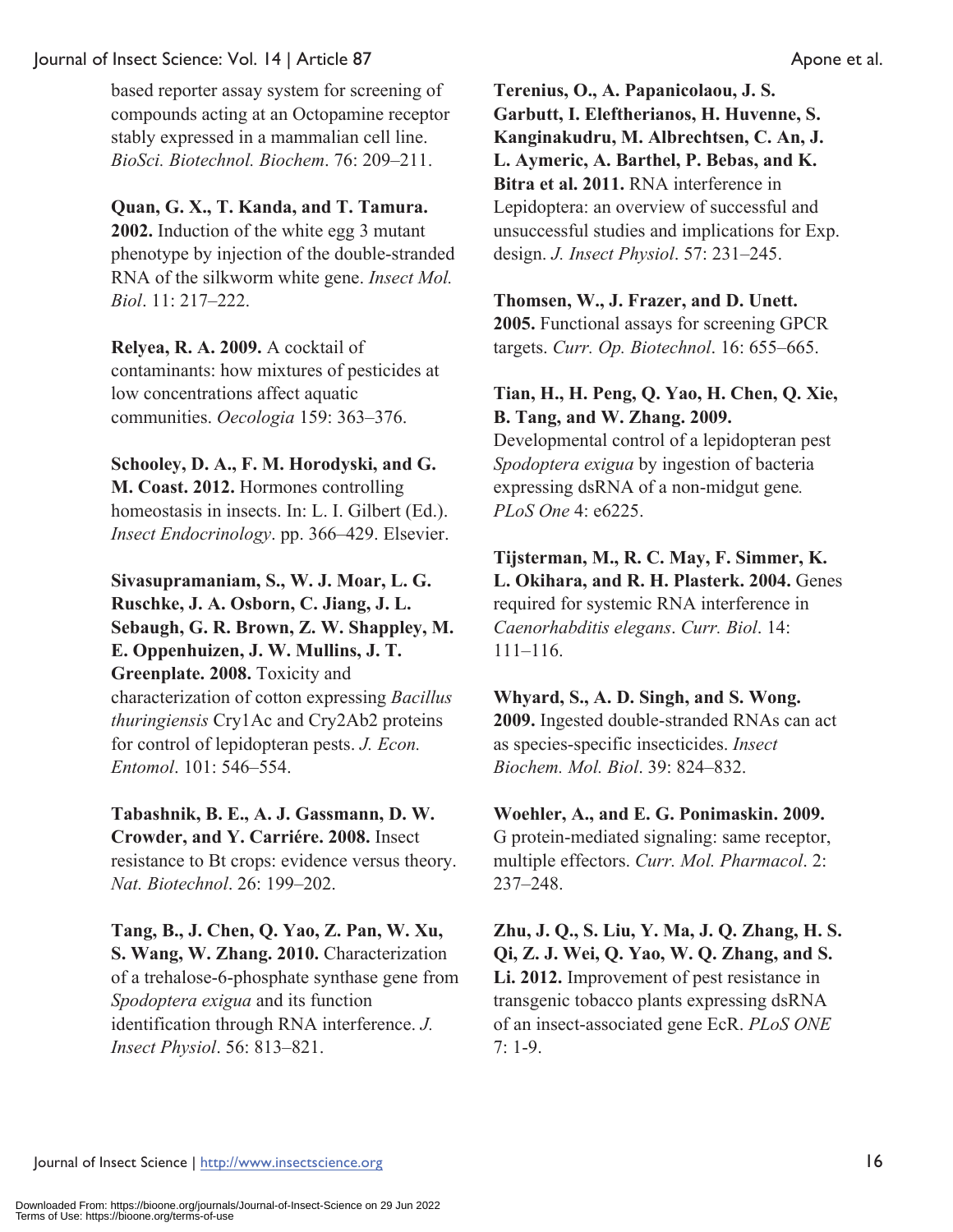based reporter assay system for screening of compounds acting at an Octopamine receptor stably expressed in a mammalian cell line. *BioSci. Biotechnol. Biochem*. 76: 209–211.

**Quan, G. X., T. Kanda, and T. Tamura. 2002.** Induction of the white egg 3 mutant phenotype by injection of the double-stranded RNA of the silkworm white gene. *Insect Mol. Biol*. 11: 217–222.

**Relyea, R. A. 2009.** A cocktail of contaminants: how mixtures of pesticides at low concentrations affect aquatic communities. *Oecologia* 159: 363–376.

**Schooley, D. A., F. M. Horodyski, and G. M. Coast. 2012.** Hormones controlling homeostasis in insects. In: L. I. Gilbert (Ed.). *Insect Endocrinology*. pp. 366–429. Elsevier.

**Sivasupramaniam, S., W. J. Moar, L. G. Ruschke, J. A. Osborn, C. Jiang, J. L. Sebaugh, G. R. Brown, Z. W. Shappley, M. E. Oppenhuizen, J. W. Mullins, J. T. Greenplate. 2008.** Toxicity and characterization of cotton expressing *Bacillus thuringiensis* Cry1Ac and Cry2Ab2 proteins for control of lepidopteran pests. *J. Econ. Entomol*. 101: 546–554.

**Tabashnik, B. E., A. J. Gassmann, D. W. Crowder, and Y. Carriére. 2008.** Insect resistance to Bt crops: evidence versus theory. *Nat. Biotechnol*. 26: 199–202.

**Tang, B., J. Chen, Q. Yao, Z. Pan, W. Xu, S. Wang, W. Zhang. 2010.** Characterization of a trehalose-6-phosphate synthase gene from *Spodoptera exigua* and its function identification through RNA interference. *J. Insect Physiol*. 56: 813–821.

**Terenius, O., A. Papanicolaou, J. S. Garbutt, I. Eleftherianos, H. Huvenne, S. Kanginakudru, M. Albrechtsen, C. An, J. L. Aymeric, A. Barthel, P. Bebas, and K. Bitra et al. 2011.** RNA interference in Lepidoptera: an overview of successful and unsuccessful studies and implications for Exp. design. *J. Insect Physiol*. 57: 231–245.

**Thomsen, W., J. Frazer, and D. Unett. 2005.** Functional assays for screening GPCR targets. *Curr. Op. Biotechnol*. 16: 655–665.

**Tian, H., H. Peng, Q. Yao, H. Chen, Q. Xie, B. Tang, and W. Zhang. 2009.** Developmental control of a lepidopteran pest *Spodoptera exigua* by ingestion of bacteria expressing dsRNA of a non-midgut gene. *PLoS One* 4: e6225.

**Tijsterman, M., R. C. May, F. Simmer, K. L. Okihara, and R. H. Plasterk. 2004.** Genes required for systemic RNA interference in *Caenorhabditis elegans*. *Curr. Biol*. 14: 111–116.

**Whyard, S., A. D. Singh, and S. Wong. 2009.** Ingested double-stranded RNAs can act as species-specific insecticides. *Insect Biochem. Mol. Biol*. 39: 824–832.

**Woehler, A., and E. G. Ponimaskin. 2009.** G protein-mediated signaling: same receptor, multiple effectors. *Curr. Mol. Pharmacol*. 2: 237–248.

**Zhu, J. Q., S. Liu, Y. Ma, J. Q. Zhang, H. S. Qi, Z. J. Wei, Q. Yao, W. Q. Zhang, and S. Li. 2012.** Improvement of pest resistance in transgenic tobacco plants expressing dsRNA of an insect-associated gene EcR. *PLoS ONE* 7: 1-9.